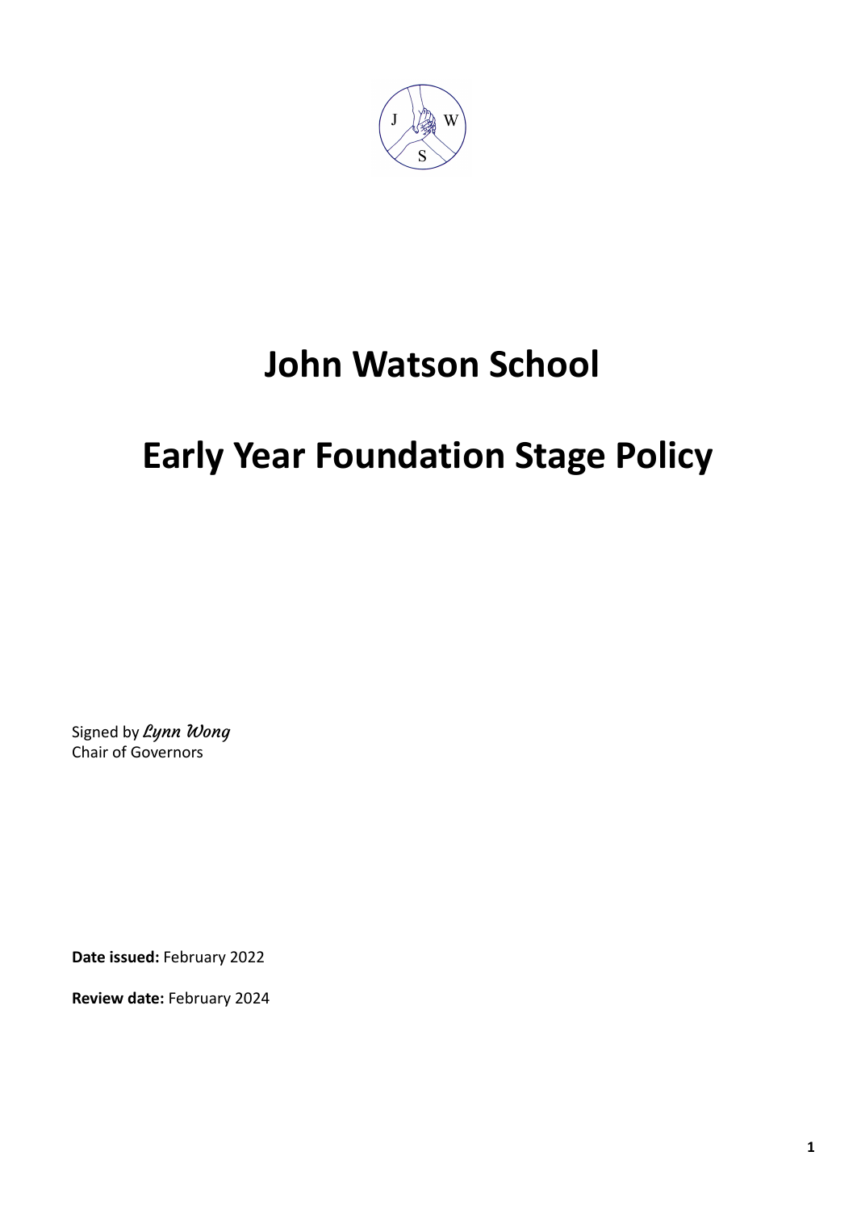# John Watson School

# Early Year Foundation Stage Policy

Signed by *Lynn Wong*
Chair of Governors

**Date issued:** February 2022

**Review date:** February 2024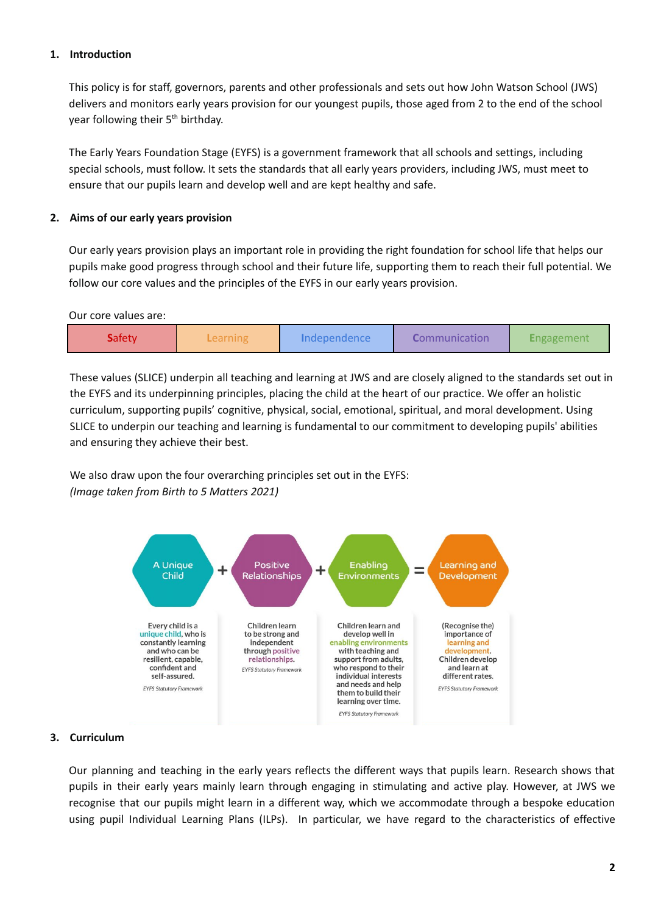## 1. Introduction

This policy is for staff, governors, parents and other professionals and sets out how John Watson School (JWS) delivers and monitors early years provision for our youngest pupils, those aged from 2 to the end of the school year following their 5th birthday.

The Early Years Foundation Stage (EYFS) is a government framework that all schools and settings, including special schools, must follow. It sets the standards that all early years providers, including JWS, must meet to ensure that our pupils learn and develop well and are kept healthy and safe.

## 2. Aims of our early years provision

Our early years provision plays an important role in providing the right foundation for school life that helps our pupils make good progress through school and their future life, supporting them to reach their full potential. We follow our core values and the principles of the EYFS in our early years provision.

Our core values are:

| Safety | Learning | Independence | Communication | Engagement |
|---|---|---|---|---|

These values (SLICE) underpin all teaching and learning at JWS and are closely aligned to the standards set out in the EYFS and its underpinning principles, placing the child at the heart of our practice. We offer an holistic curriculum, supporting pupils' cognitive, physical, social, emotional, spiritual, and moral development. Using SLICE to underpin our teaching and learning is fundamental to our commitment to developing pupils' abilities and ensuring they achieve their best.

We also draw upon the four overarching principles set out in the EYFS:
*(Image taken from Birth to 5 Matters 2021)*

| A Unique Child | + | Positive Relationships | + | Enabling Environments | = | Learning and Development |
|---|---|---|---|---|---|---|
| Every child is a unique child, who is constantly learning and who can be resilient, capable, confident and self-assured. *EYFS Statutory Framework* | | Children learn to be strong and independent through positive relationships. *EYFS Statutory Framework* | | Children learn and develop well in enabling environments with teaching and support from adults, who respond to their individual interests and needs and help them to build their learning over time. *EYFS Statutory Framework* | | (Recognise the) importance of learning and development. Children develop and learn at different rates. *EYFS Statutory Framework* |

## 3. Curriculum

Our planning and teaching in the early years reflects the different ways that pupils learn. Research shows that pupils in their early years mainly learn through engaging in stimulating and active play. However, at JWS we recognise that our pupils might learn in a different way, which we accommodate through a bespoke education using pupil Individual Learning Plans (ILPs). In particular, we have regard to the characteristics of effective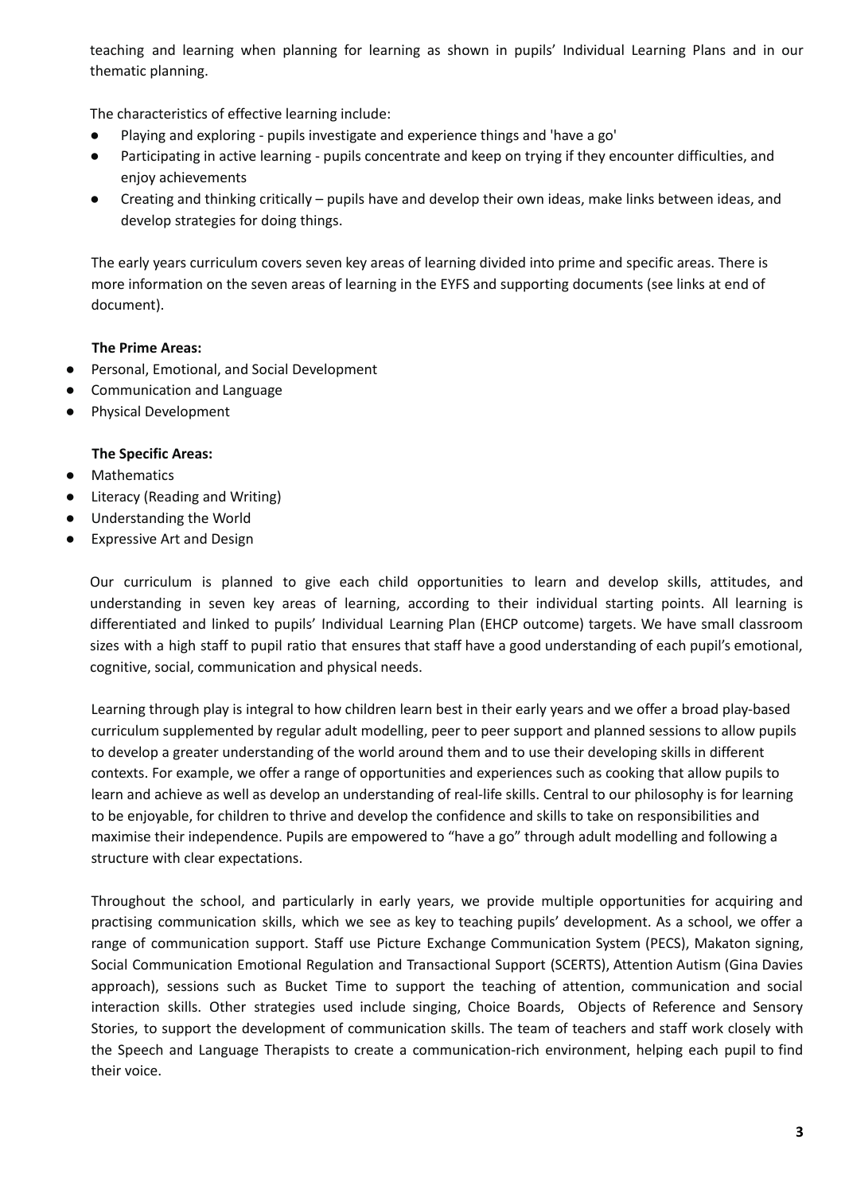teaching and learning when planning for learning as shown in pupils' Individual Learning Plans and in our thematic planning.

The characteristics of effective learning include:

- Playing and exploring - pupils investigate and experience things and 'have a go'
- Participating in active learning - pupils concentrate and keep on trying if they encounter difficulties, and enjoy achievements
- Creating and thinking critically – pupils have and develop their own ideas, make links between ideas, and develop strategies for doing things.

The early years curriculum covers seven key areas of learning divided into prime and specific areas. There is more information on the seven areas of learning in the EYFS and supporting documents (see links at end of document).

**The Prime Areas:**

- Personal, Emotional, and Social Development
- Communication and Language
- Physical Development

**The Specific Areas:**

- Mathematics
- Literacy (Reading and Writing)
- Understanding the World
- Expressive Art and Design

Our curriculum is planned to give each child opportunities to learn and develop skills, attitudes, and understanding in seven key areas of learning, according to their individual starting points. All learning is differentiated and linked to pupils' Individual Learning Plan (EHCP outcome) targets. We have small classroom sizes with a high staff to pupil ratio that ensures that staff have a good understanding of each pupil's emotional, cognitive, social, communication and physical needs.

Learning through play is integral to how children learn best in their early years and we offer a broad play-based curriculum supplemented by regular adult modelling, peer to peer support and planned sessions to allow pupils to develop a greater understanding of the world around them and to use their developing skills in different contexts. For example, we offer a range of opportunities and experiences such as cooking that allow pupils to learn and achieve as well as develop an understanding of real-life skills. Central to our philosophy is for learning to be enjoyable, for children to thrive and develop the confidence and skills to take on responsibilities and maximise their independence. Pupils are empowered to "have a go" through adult modelling and following a structure with clear expectations.

Throughout the school, and particularly in early years, we provide multiple opportunities for acquiring and practising communication skills, which we see as key to teaching pupils' development. As a school, we offer a range of communication support. Staff use Picture Exchange Communication System (PECS), Makaton signing, Social Communication Emotional Regulation and Transactional Support (SCERTS), Attention Autism (Gina Davies approach), sessions such as Bucket Time to support the teaching of attention, communication and social interaction skills. Other strategies used include singing, Choice Boards, Objects of Reference and Sensory Stories, to support the development of communication skills. The team of teachers and staff work closely with the Speech and Language Therapists to create a communication-rich environment, helping each pupil to find their voice.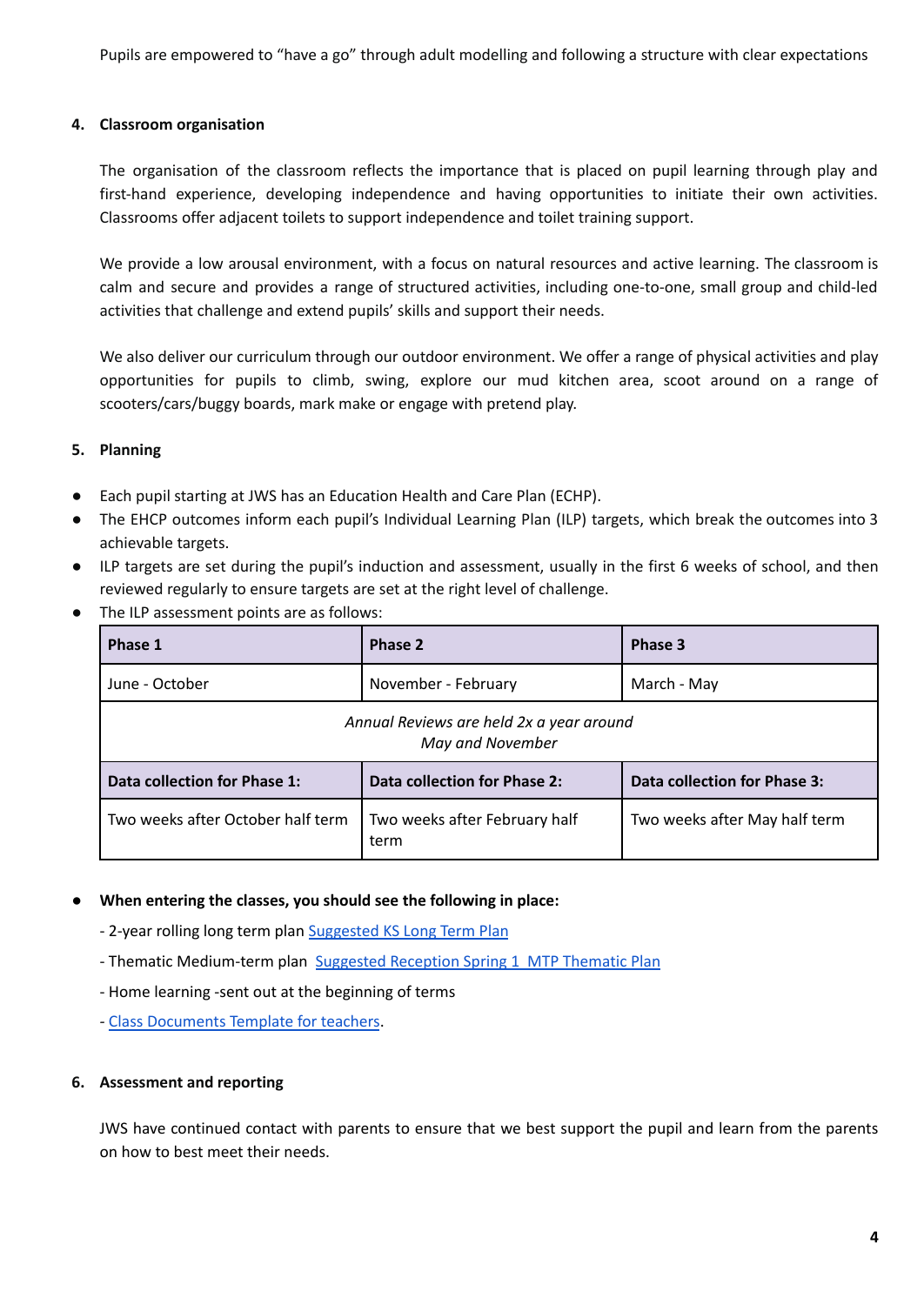Pupils are empowered to "have a go" through adult modelling and following a structure with clear expectations

## 4. Classroom organisation

The organisation of the classroom reflects the importance that is placed on pupil learning through play and first-hand experience, developing independence and having opportunities to initiate their own activities. Classrooms offer adjacent toilets to support independence and toilet training support.

We provide a low arousal environment, with a focus on natural resources and active learning. The classroom is calm and secure and provides a range of structured activities, including one-to-one, small group and child-led activities that challenge and extend pupils' skills and support their needs.

We also deliver our curriculum through our outdoor environment. We offer a range of physical activities and play opportunities for pupils to climb, swing, explore our mud kitchen area, scoot around on a range of scooters/cars/buggy boards, mark make or engage with pretend play.

## 5. Planning

- Each pupil starting at JWS has an Education Health and Care Plan (ECHP).
- The EHCP outcomes inform each pupil's Individual Learning Plan (ILP) targets, which break the outcomes into 3 achievable targets.
- ILP targets are set during the pupil's induction and assessment, usually in the first 6 weeks of school, and then reviewed regularly to ensure targets are set at the right level of challenge.
- The ILP assessment points are as follows:

| **Phase 1** | **Phase 2** | **Phase 3** |
|---|---|---|
| June - October | November - February | March - May |
| *Annual Reviews are held 2x a year around May and November* | | |
| **Data collection for Phase 1:** | **Data collection for Phase 2:** | **Data collection for Phase 3:** |
| Two weeks after October half term | Two weeks after February half term | Two weeks after May half term |

- **When entering the classes, you should see the following in place:**

  - 2-year rolling long term plan [Suggested KS Long Term Plan]

  - Thematic Medium-term plan [Suggested Reception Spring 1 MTP Thematic Plan]

  - Home learning -sent out at the beginning of terms

  - [Class Documents Template for teachers].

## 6. Assessment and reporting

JWS have continued contact with parents to ensure that we best support the pupil and learn from the parents on how to best meet their needs.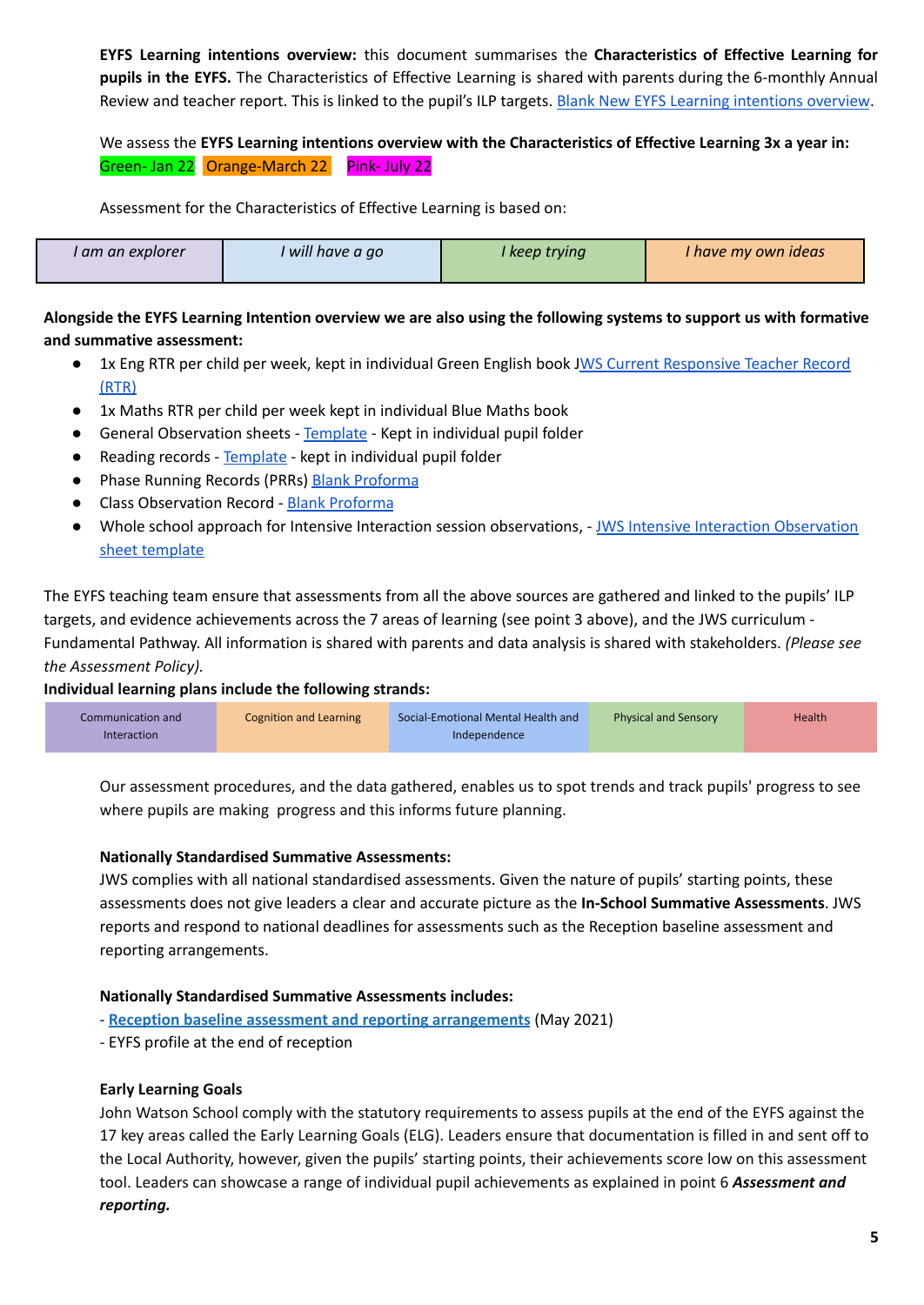**EYFS Learning intentions overview:** this document summarises the **Characteristics of Effective Learning for pupils in the EYFS.** The Characteristics of Effective Learning is shared with parents during the 6-monthly Annual Review and teacher report. This is linked to the pupil's ILP targets. Blank New EYFS Learning intentions overview.

We assess the **EYFS Learning intentions overview with the Characteristics of Effective Learning 3x a year in:** Green- Jan 22 Orange-March 22 Pink- July 22

Assessment for the Characteristics of Effective Learning is based on:

| *I am an explorer* | *I will have a go* | *I keep trying* | *I have my own ideas* |
|---|---|---|---|

**Alongside the EYFS Learning Intention overview we are also using the following systems to support us with formative and summative assessment:**

- 1x Eng RTR per child per week, kept in individual Green English book JWS Current Responsive Teacher Record (RTR)
- 1x Maths RTR per child per week kept in individual Blue Maths book
- General Observation sheets - Template - Kept in individual pupil folder
- Reading records - Template - kept in individual pupil folder
- Phase Running Records (PRRs) Blank Proforma
- Class Observation Record - Blank Proforma
- Whole school approach for Intensive Interaction session observations, - JWS Intensive Interaction Observation sheet template

The EYFS teaching team ensure that assessments from all the above sources are gathered and linked to the pupils' ILP targets, and evidence achievements across the 7 areas of learning (see point 3 above), and the JWS curriculum - Fundamental Pathway. All information is shared with parents and data analysis is shared with stakeholders. *(Please see the Assessment Policy).*

**Individual learning plans include the following strands:**

| Communication and Interaction | Cognition and Learning | Social-Emotional Mental Health and Independence | Physical and Sensory | Health |
|---|---|---|---|---|

Our assessment procedures, and the data gathered, enables us to spot trends and track pupils' progress to see where pupils are making progress and this informs future planning.

**Nationally Standardised Summative Assessments:**

JWS complies with all national standardised assessments. Given the nature of pupils' starting points, these assessments does not give leaders a clear and accurate picture as the **In-School Summative Assessments**. JWS reports and respond to national deadlines for assessments such as the Reception baseline assessment and reporting arrangements.

**Nationally Standardised Summative Assessments includes:**

- **Reception baseline assessment and reporting arrangements** (May 2021)
- EYFS profile at the end of reception

**Early Learning Goals**

John Watson School comply with the statutory requirements to assess pupils at the end of the EYFS against the 17 key areas called the Early Learning Goals (ELG). Leaders ensure that documentation is filled in and sent off to the Local Authority, however, given the pupils' starting points, their achievements score low on this assessment tool. Leaders can showcase a range of individual pupil achievements as explained in point 6 ***Assessment and reporting.***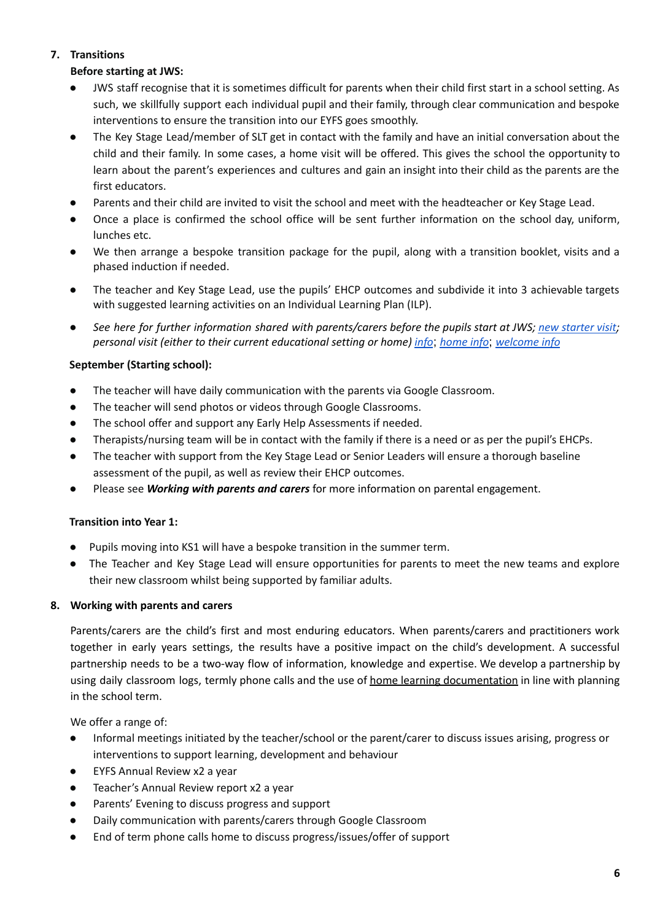## 7. Transitions

**Before starting at JWS:**

- JWS staff recognise that it is sometimes difficult for parents when their child first start in a school setting. As such, we skillfully support each individual pupil and their family, through clear communication and bespoke interventions to ensure the transition into our EYFS goes smoothly.
- The Key Stage Lead/member of SLT get in contact with the family and have an initial conversation about the child and their family. In some cases, a home visit will be offered. This gives the school the opportunity to learn about the parent's experiences and cultures and gain an insight into their child as the parents are the first educators.
- Parents and their child are invited to visit the school and meet with the headteacher or Key Stage Lead.
- Once a place is confirmed the school office will be sent further information on the school day, uniform, lunches etc.
- We then arrange a bespoke transition package for the pupil, along with a transition booklet, visits and a phased induction if needed.
- The teacher and Key Stage Lead, use the pupils' EHCP outcomes and subdivide it into 3 achievable targets with suggested learning activities on an Individual Learning Plan (ILP).
- *See here for further information shared with parents/carers before the pupils start at JWS; new starter visit; personal visit (either to their current educational setting or home) info; home info; welcome info*

**September (Starting school):**

- The teacher will have daily communication with the parents via Google Classroom.
- The teacher will send photos or videos through Google Classrooms.
- The school offer and support any Early Help Assessments if needed.
- Therapists/nursing team will be in contact with the family if there is a need or as per the pupil's EHCPs.
- The teacher with support from the Key Stage Lead or Senior Leaders will ensure a thorough baseline assessment of the pupil, as well as review their EHCP outcomes.
- Please see ***Working with parents and carers*** for more information on parental engagement.

**Transition into Year 1:**

- Pupils moving into KS1 will have a bespoke transition in the summer term.
- The Teacher and Key Stage Lead will ensure opportunities for parents to meet the new teams and explore their new classroom whilst being supported by familiar adults.

## 8. Working with parents and carers

Parents/carers are the child's first and most enduring educators. When parents/carers and practitioners work together in early years settings, the results have a positive impact on the child's development. A successful partnership needs to be a two-way flow of information, knowledge and expertise. We develop a partnership by using daily classroom logs, termly phone calls and the use of home learning documentation in line with planning in the school term.

We offer a range of:

- Informal meetings initiated by the teacher/school or the parent/carer to discuss issues arising, progress or interventions to support learning, development and behaviour
- EYFS Annual Review x2 a year
- Teacher's Annual Review report x2 a year
- Parents' Evening to discuss progress and support
- Daily communication with parents/carers through Google Classroom
- End of term phone calls home to discuss progress/issues/offer of support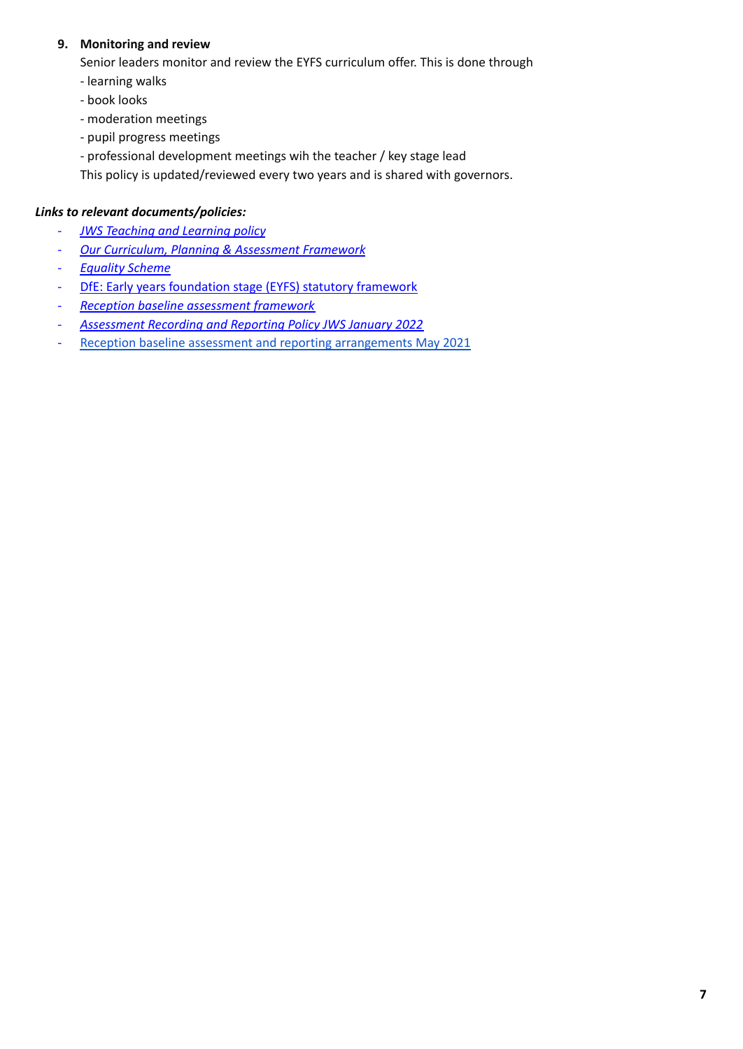9. **Monitoring and review**

   Senior leaders monitor and review the EYFS curriculum offer. This is done through
   - learning walks
   - book looks
   - moderation meetings
   - pupil progress meetings
   - professional development meetings wih the teacher / key stage lead

   This policy is updated/reviewed every two years and is shared with governors.

***Links to relevant documents/policies:***

- *JWS Teaching and Learning policy*
- *Our Curriculum, Planning & Assessment Framework*
- *Equality Scheme*
- DfE: Early years foundation stage (EYFS) statutory framework
- *Reception baseline assessment framework*
- *Assessment Recording and Reporting Policy JWS January 2022*
- Reception baseline assessment and reporting arrangements May 2021